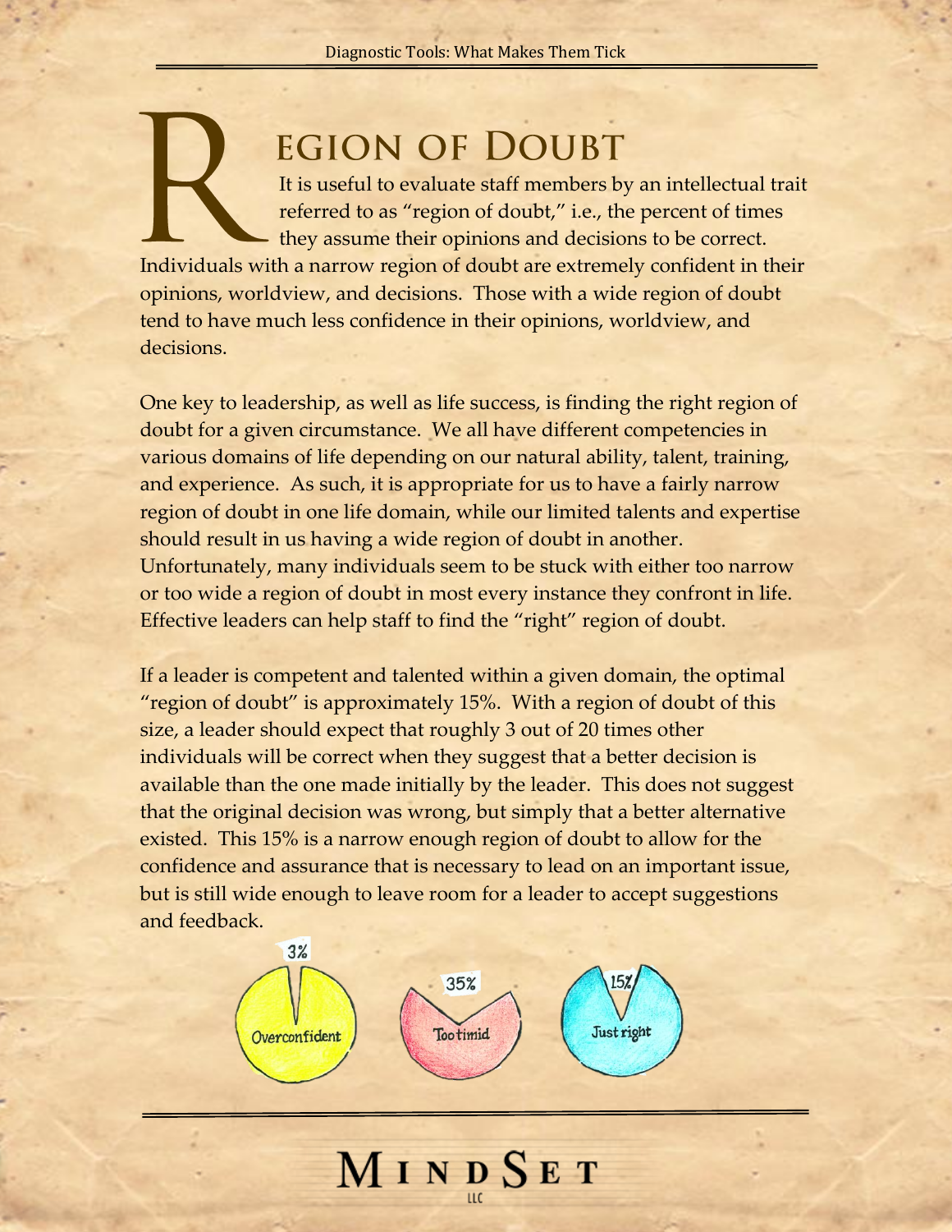# Region of Doubt

It is useful to evaluate staff members by an intellectual trait referred to as "region of doubt," i.e., the percent of times they assume their opinions and decisions to be correct. Individuals with a narrow region of doubt are extremely confident in their opinions, worldview, and decisions. Those with a wide region of doubt tend to have much less confidence in their opinions, worldview, and decisions.

One key to leadership, as well as life success, is finding the right region of doubt for a given circumstance. We all have different competencies in various domains of life depending on our natural ability, talent, training, and experience. As such, it is appropriate for us to have a fairly narrow region of doubt in one life domain, while our limited talents and expertise should result in us having a wide region of doubt in another. Unfortunately, many individuals seem to be stuck with either too narrow or too wide a region of doubt in most every instance they confront in life. Effective leaders can help staff to find the "right" region of doubt.

If a leader is competent and talented within a given domain, the optimal "region of doubt" is approximately 15%. With a region of doubt of this size, a leader should expect that roughly 3 out of 20 times other individuals will be correct when they suggest that a better decision is available than the one made initially by the leader. This does not suggest that the original decision was wrong, but simply that a better alternative existed. This 15% is a narrow enough region of doubt to allow for the confidence and assurance that is necessary to lead on an important issue, but is still wide enough to leave room for a leader to accept suggestions and feedback.

3% Overconfident | 35% Too timid | 15% Just right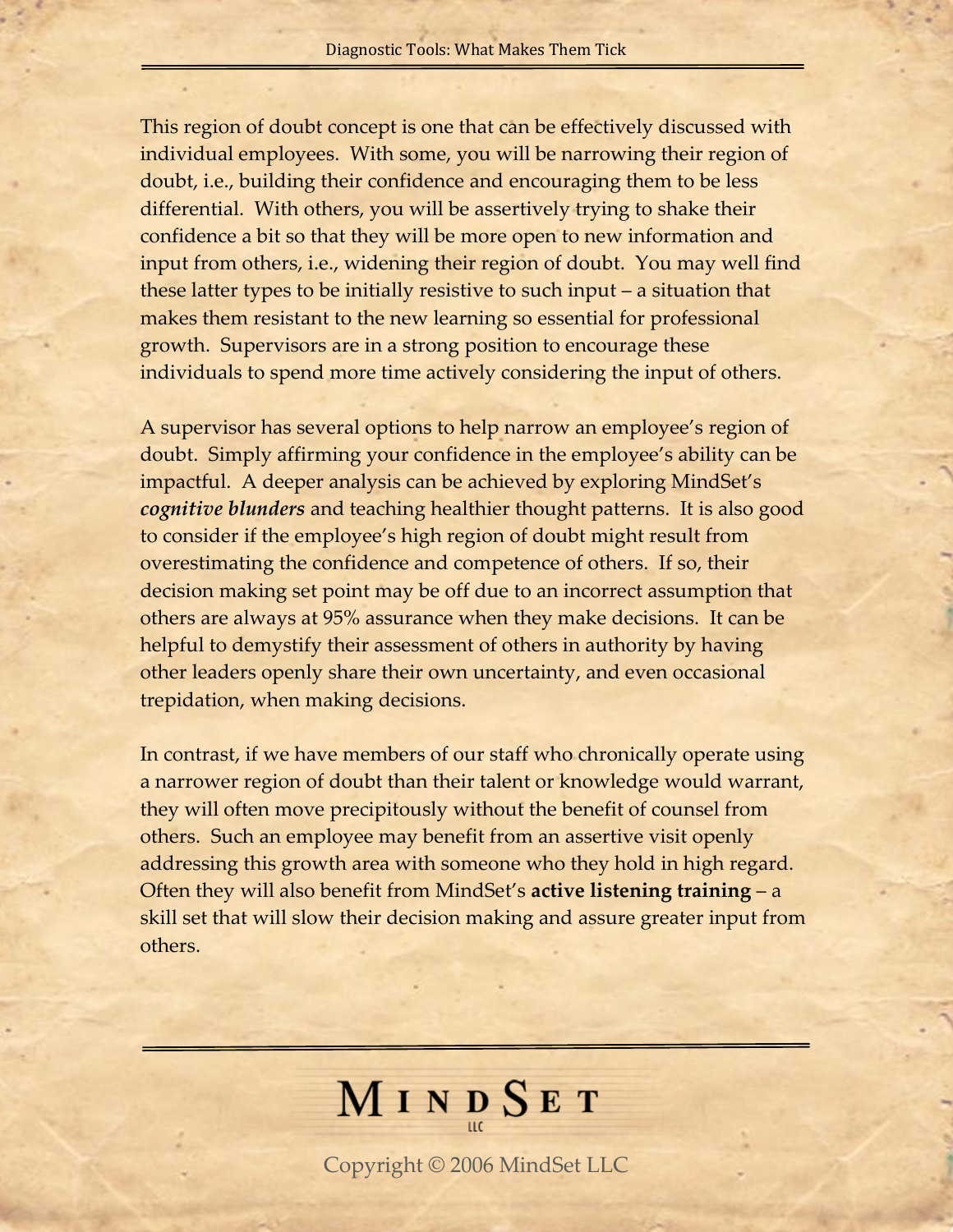This region of doubt concept is one that can be effectively discussed with individual employees. With some, you will be narrowing their region of doubt, i.e., building their confidence and encouraging them to be less differential. With others, you will be assertively trying to shake their confidence a bit so that they will be more open to new information and input from others, i.e., widening their region of doubt. You may well find these latter types to be initially resistive to such input – a situation that makes them resistant to the new learning so essential for professional growth. Supervisors are in a strong position to encourage these individuals to spend more time actively considering the input of others.

A supervisor has several options to help narrow an employee's region of doubt. Simply affirming your confidence in the employee's ability can be impactful. A deeper analysis can be achieved by exploring MindSet's ***cognitive blunders*** and teaching healthier thought patterns. It is also good to consider if the employee's high region of doubt might result from overestimating the confidence and competence of others. If so, their decision making set point may be off due to an incorrect assumption that others are always at 95% assurance when they make decisions. It can be helpful to demystify their assessment of others in authority by having other leaders openly share their own uncertainty, and even occasional trepidation, when making decisions.

In contrast, if we have members of our staff who chronically operate using a narrower region of doubt than their talent or knowledge would warrant, they will often move precipitously without the benefit of counsel from others. Such an employee may benefit from an assertive visit openly addressing this growth area with someone who they hold in high regard. Often they will also benefit from MindSet's **active listening training** – a skill set that will slow their decision making and assure greater input from others.